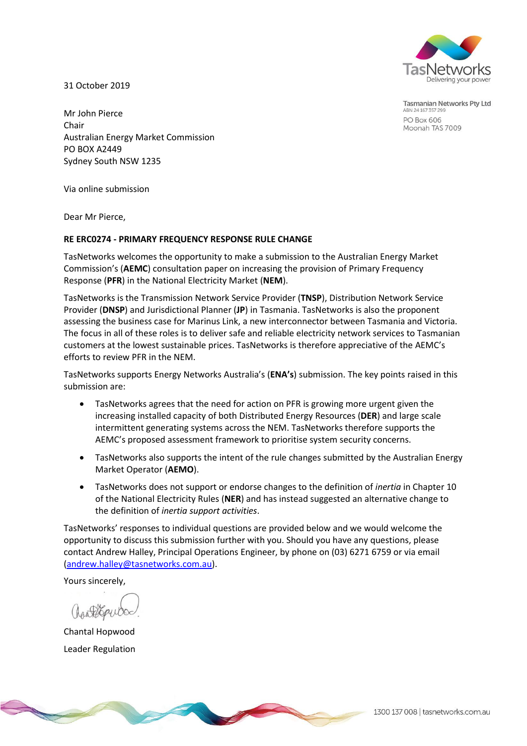TasNetworks
Delivering your power

Tasmanian Networks Pty Ltd
ABN 24 167 357 299
PO Box 606
Moonah TAS 7009

31 October 2019

Mr John Pierce
Chair
Australian Energy Market Commission
PO BOX A2449
Sydney South NSW 1235

Via online submission

Dear Mr Pierce,

**RE ERC0274 - PRIMARY FREQUENCY RESPONSE RULE CHANGE**

TasNetworks welcomes the opportunity to make a submission to the Australian Energy Market Commission's (**AEMC**) consultation paper on increasing the provision of Primary Frequency Response (**PFR**) in the National Electricity Market (**NEM**).

TasNetworks is the Transmission Network Service Provider (**TNSP**), Distribution Network Service Provider (**DNSP**) and Jurisdictional Planner (**JP**) in Tasmania. TasNetworks is also the proponent assessing the business case for Marinus Link, a new interconnector between Tasmania and Victoria. The focus in all of these roles is to deliver safe and reliable electricity network services to Tasmanian customers at the lowest sustainable prices. TasNetworks is therefore appreciative of the AEMC's efforts to review PFR in the NEM.

TasNetworks supports Energy Networks Australia's (**ENA's**) submission. The key points raised in this submission are:

- TasNetworks agrees that the need for action on PFR is growing more urgent given the increasing installed capacity of both Distributed Energy Resources (**DER**) and large scale intermittent generating systems across the NEM. TasNetworks therefore supports the AEMC's proposed assessment framework to prioritise system security concerns.
- TasNetworks also supports the intent of the rule changes submitted by the Australian Energy Market Operator (**AEMO**).
- TasNetworks does not support or endorse changes to the definition of *inertia* in Chapter 10 of the National Electricity Rules (**NER**) and has instead suggested an alternative change to the definition of *inertia support activities*.

TasNetworks' responses to individual questions are provided below and we would welcome the opportunity to discuss this submission further with you. Should you have any questions, please contact Andrew Halley, Principal Operations Engineer, by phone on (03) 6271 6759 or via email (andrew.halley@tasnetworks.com.au).

Yours sincerely,

Chantal Hopwood

Leader Regulation

1300 137 008 | tasnetworks.com.au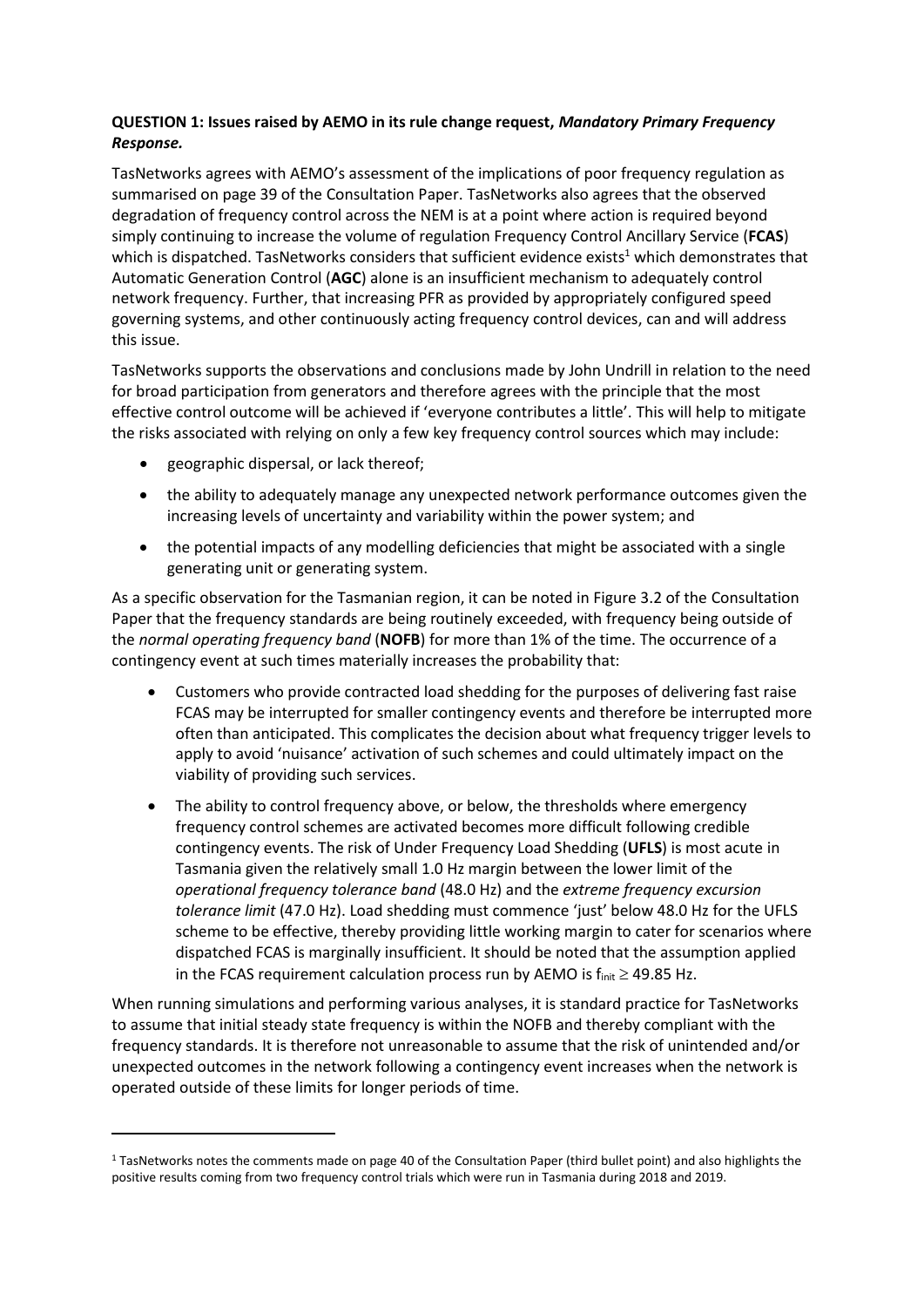**QUESTION 1: Issues raised by AEMO in its rule change request, *Mandatory Primary Frequency Response.***

TasNetworks agrees with AEMO's assessment of the implications of poor frequency regulation as summarised on page 39 of the Consultation Paper. TasNetworks also agrees that the observed degradation of frequency control across the NEM is at a point where action is required beyond simply continuing to increase the volume of regulation Frequency Control Ancillary Service (**FCAS**) which is dispatched. TasNetworks considers that sufficient evidence exists[1] which demonstrates that Automatic Generation Control (**AGC**) alone is an insufficient mechanism to adequately control network frequency. Further, that increasing PFR as provided by appropriately configured speed governing systems, and other continuously acting frequency control devices, can and will address this issue.

TasNetworks supports the observations and conclusions made by John Undrill in relation to the need for broad participation from generators and therefore agrees with the principle that the most effective control outcome will be achieved if 'everyone contributes a little'. This will help to mitigate the risks associated with relying on only a few key frequency control sources which may include:

- geographic dispersal, or lack thereof;
- the ability to adequately manage any unexpected network performance outcomes given the increasing levels of uncertainty and variability within the power system; and
- the potential impacts of any modelling deficiencies that might be associated with a single generating unit or generating system.

As a specific observation for the Tasmanian region, it can be noted in Figure 3.2 of the Consultation Paper that the frequency standards are being routinely exceeded, with frequency being outside of the *normal operating frequency band* (**NOFB**) for more than 1% of the time. The occurrence of a contingency event at such times materially increases the probability that:

- Customers who provide contracted load shedding for the purposes of delivering fast raise FCAS may be interrupted for smaller contingency events and therefore be interrupted more often than anticipated. This complicates the decision about what frequency trigger levels to apply to avoid 'nuisance' activation of such schemes and could ultimately impact on the viability of providing such services.
- The ability to control frequency above, or below, the thresholds where emergency frequency control schemes are activated becomes more difficult following credible contingency events. The risk of Under Frequency Load Shedding (**UFLS**) is most acute in Tasmania given the relatively small 1.0 Hz margin between the lower limit of the *operational frequency tolerance band* (48.0 Hz) and the *extreme frequency excursion tolerance limit* (47.0 Hz). Load shedding must commence 'just' below 48.0 Hz for the UFLS scheme to be effective, thereby providing little working margin to cater for scenarios where dispatched FCAS is marginally insufficient. It should be noted that the assumption applied in the FCAS requirement calculation process run by AEMO is $f_{init} \geq 49.85$ Hz.

When running simulations and performing various analyses, it is standard practice for TasNetworks to assume that initial steady state frequency is within the NOFB and thereby compliant with the frequency standards. It is therefore not unreasonable to assume that the risk of unintended and/or unexpected outcomes in the network following a contingency event increases when the network is operated outside of these limits for longer periods of time.

[1] TasNetworks notes the comments made on page 40 of the Consultation Paper (third bullet point) and also highlights the positive results coming from two frequency control trials which were run in Tasmania during 2018 and 2019.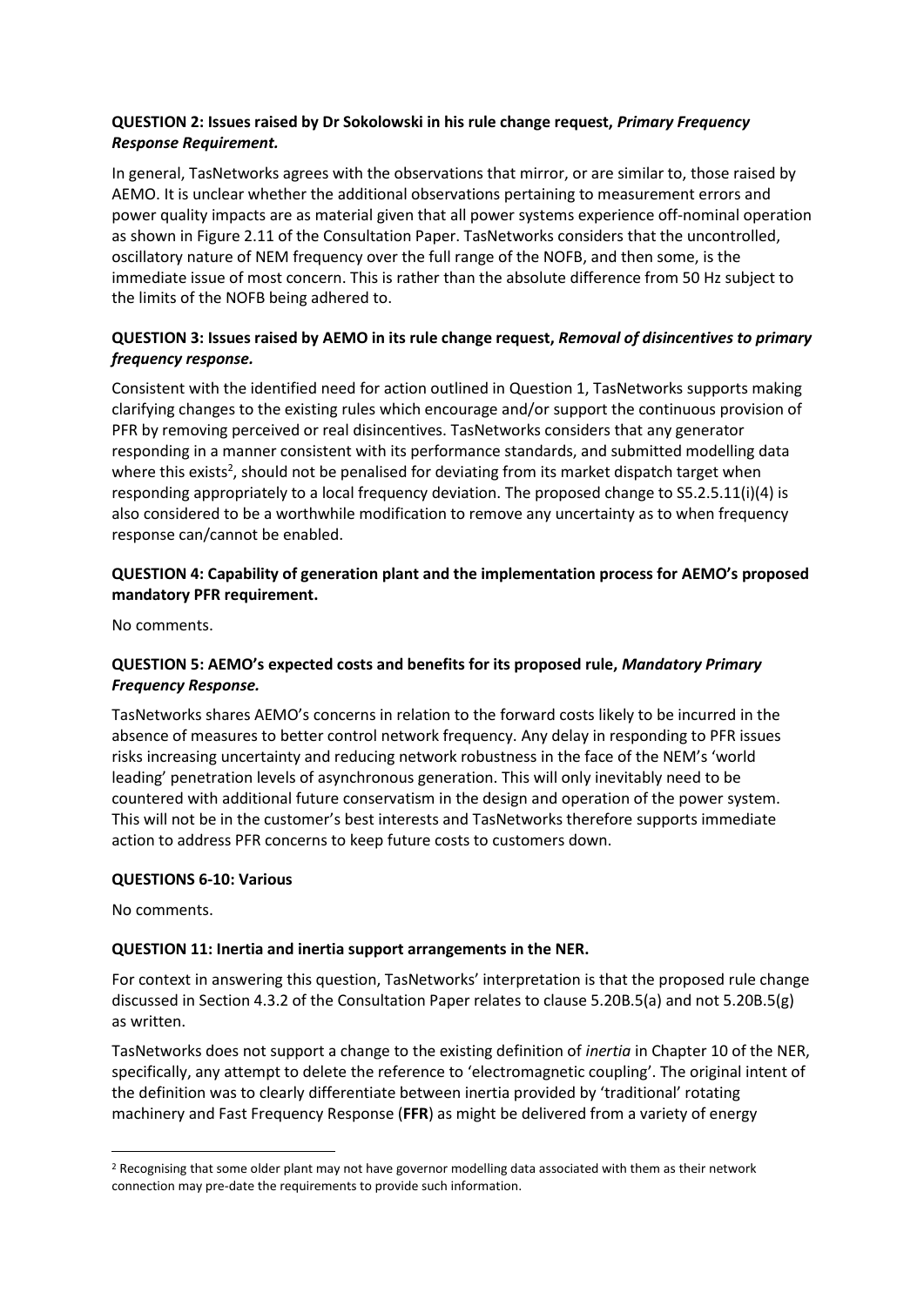**QUESTION 2: Issues raised by Dr Sokolowski in his rule change request, *Primary Frequency Response Requirement.***

In general, TasNetworks agrees with the observations that mirror, or are similar to, those raised by AEMO. It is unclear whether the additional observations pertaining to measurement errors and power quality impacts are as material given that all power systems experience off-nominal operation as shown in Figure 2.11 of the Consultation Paper. TasNetworks considers that the uncontrolled, oscillatory nature of NEM frequency over the full range of the NOFB, and then some, is the immediate issue of most concern. This is rather than the absolute difference from 50 Hz subject to the limits of the NOFB being adhered to.

**QUESTION 3: Issues raised by AEMO in its rule change request, *Removal of disincentives to primary frequency response.***

Consistent with the identified need for action outlined in Question 1, TasNetworks supports making clarifying changes to the existing rules which encourage and/or support the continuous provision of PFR by removing perceived or real disincentives. TasNetworks considers that any generator responding in a manner consistent with its performance standards, and submitted modelling data where this exists[2], should not be penalised for deviating from its market dispatch target when responding appropriately to a local frequency deviation. The proposed change to S5.2.5.11(i)(4) is also considered to be a worthwhile modification to remove any uncertainty as to when frequency response can/cannot be enabled.

**QUESTION 4: Capability of generation plant and the implementation process for AEMO's proposed mandatory PFR requirement.**

No comments.

**QUESTION 5: AEMO's expected costs and benefits for its proposed rule, *Mandatory Primary Frequency Response.***

TasNetworks shares AEMO's concerns in relation to the forward costs likely to be incurred in the absence of measures to better control network frequency. Any delay in responding to PFR issues risks increasing uncertainty and reducing network robustness in the face of the NEM's 'world leading' penetration levels of asynchronous generation. This will only inevitably need to be countered with additional future conservatism in the design and operation of the power system. This will not be in the customer's best interests and TasNetworks therefore supports immediate action to address PFR concerns to keep future costs to customers down.

**QUESTIONS 6-10: Various**

No comments.

**QUESTION 11: Inertia and inertia support arrangements in the NER.**

For context in answering this question, TasNetworks' interpretation is that the proposed rule change discussed in Section 4.3.2 of the Consultation Paper relates to clause 5.20B.5(a) and not 5.20B.5(g) as written.

TasNetworks does not support a change to the existing definition of *inertia* in Chapter 10 of the NER, specifically, any attempt to delete the reference to 'electromagnetic coupling'. The original intent of the definition was to clearly differentiate between inertia provided by 'traditional' rotating machinery and Fast Frequency Response (**FFR**) as might be delivered from a variety of energy

[2] Recognising that some older plant may not have governor modelling data associated with them as their network connection may pre-date the requirements to provide such information.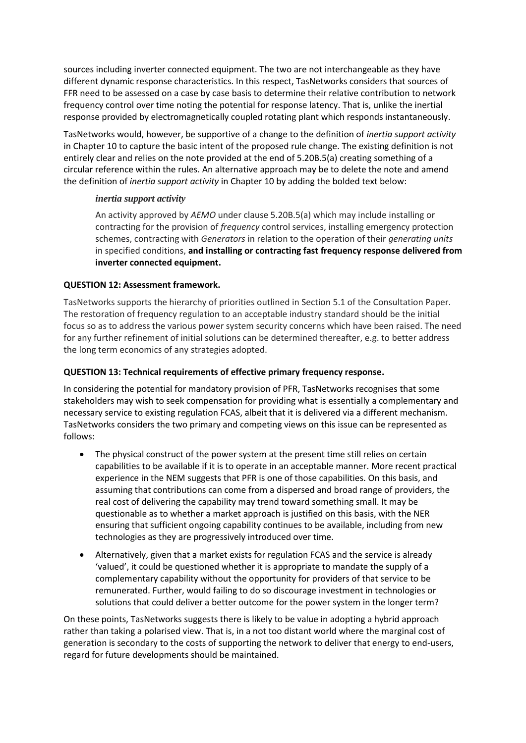sources including inverter connected equipment. The two are not interchangeable as they have different dynamic response characteristics. In this respect, TasNetworks considers that sources of FFR need to be assessed on a case by case basis to determine their relative contribution to network frequency control over time noting the potential for response latency. That is, unlike the inertial response provided by electromagnetically coupled rotating plant which responds instantaneously.

TasNetworks would, however, be supportive of a change to the definition of *inertia support activity* in Chapter 10 to capture the basic intent of the proposed rule change. The existing definition is not entirely clear and relies on the note provided at the end of 5.20B.5(a) creating something of a circular reference within the rules. An alternative approach may be to delete the note and amend the definition of *inertia support activity* in Chapter 10 by adding the bolded text below:

> ***inertia support activity***
>
> An activity approved by *AEMO* under clause 5.20B.5(a) which may include installing or contracting for the provision of *frequency* control services, installing emergency protection schemes, contracting with *Generators* in relation to the operation of their *generating units* in specified conditions, **and installing or contracting fast frequency response delivered from inverter connected equipment.**

**QUESTION 12: Assessment framework.**

TasNetworks supports the hierarchy of priorities outlined in Section 5.1 of the Consultation Paper. The restoration of frequency regulation to an acceptable industry standard should be the initial focus so as to address the various power system security concerns which have been raised. The need for any further refinement of initial solutions can be determined thereafter, e.g. to better address the long term economics of any strategies adopted.

**QUESTION 13: Technical requirements of effective primary frequency response.**

In considering the potential for mandatory provision of PFR, TasNetworks recognises that some stakeholders may wish to seek compensation for providing what is essentially a complementary and necessary service to existing regulation FCAS, albeit that it is delivered via a different mechanism. TasNetworks considers the two primary and competing views on this issue can be represented as follows:

- The physical construct of the power system at the present time still relies on certain capabilities to be available if it is to operate in an acceptable manner. More recent practical experience in the NEM suggests that PFR is one of those capabilities. On this basis, and assuming that contributions can come from a dispersed and broad range of providers, the real cost of delivering the capability may trend toward something small. It may be questionable as to whether a market approach is justified on this basis, with the NER ensuring that sufficient ongoing capability continues to be available, including from new technologies as they are progressively introduced over time.
- Alternatively, given that a market exists for regulation FCAS and the service is already 'valued', it could be questioned whether it is appropriate to mandate the supply of a complementary capability without the opportunity for providers of that service to be remunerated. Further, would failing to do so discourage investment in technologies or solutions that could deliver a better outcome for the power system in the longer term?

On these points, TasNetworks suggests there is likely to be value in adopting a hybrid approach rather than taking a polarised view. That is, in a not too distant world where the marginal cost of generation is secondary to the costs of supporting the network to deliver that energy to end-users, regard for future developments should be maintained.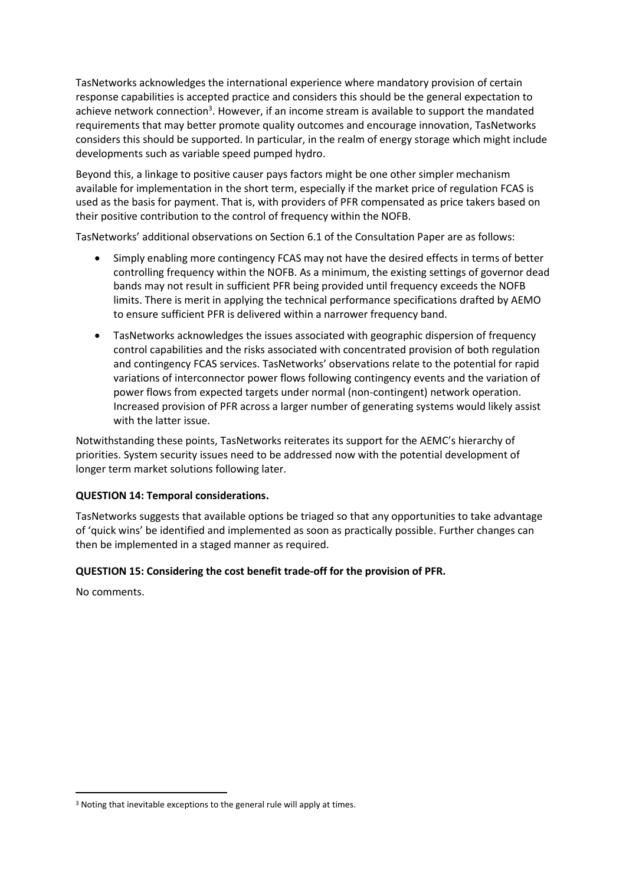TasNetworks acknowledges the international experience where mandatory provision of certain response capabilities is accepted practice and considers this should be the general expectation to achieve network connection[3]. However, if an income stream is available to support the mandated requirements that may better promote quality outcomes and encourage innovation, TasNetworks considers this should be supported. In particular, in the realm of energy storage which might include developments such as variable speed pumped hydro.

Beyond this, a linkage to positive causer pays factors might be one other simpler mechanism available for implementation in the short term, especially if the market price of regulation FCAS is used as the basis for payment. That is, with providers of PFR compensated as price takers based on their positive contribution to the control of frequency within the NOFB.

TasNetworks' additional observations on Section 6.1 of the Consultation Paper are as follows:

- Simply enabling more contingency FCAS may not have the desired effects in terms of better controlling frequency within the NOFB. As a minimum, the existing settings of governor dead bands may not result in sufficient PFR being provided until frequency exceeds the NOFB limits. There is merit in applying the technical performance specifications drafted by AEMO to ensure sufficient PFR is delivered within a narrower frequency band.
- TasNetworks acknowledges the issues associated with geographic dispersion of frequency control capabilities and the risks associated with concentrated provision of both regulation and contingency FCAS services. TasNetworks' observations relate to the potential for rapid variations of interconnector power flows following contingency events and the variation of power flows from expected targets under normal (non-contingent) network operation. Increased provision of PFR across a larger number of generating systems would likely assist with the latter issue.

Notwithstanding these points, TasNetworks reiterates its support for the AEMC's hierarchy of priorities. System security issues need to be addressed now with the potential development of longer term market solutions following later.

**QUESTION 14: Temporal considerations.**

TasNetworks suggests that available options be triaged so that any opportunities to take advantage of 'quick wins' be identified and implemented as soon as practically possible. Further changes can then be implemented in a staged manner as required.

**QUESTION 15: Considering the cost benefit trade-off for the provision of PFR.**

No comments.

---

[3] Noting that inevitable exceptions to the general rule will apply at times.